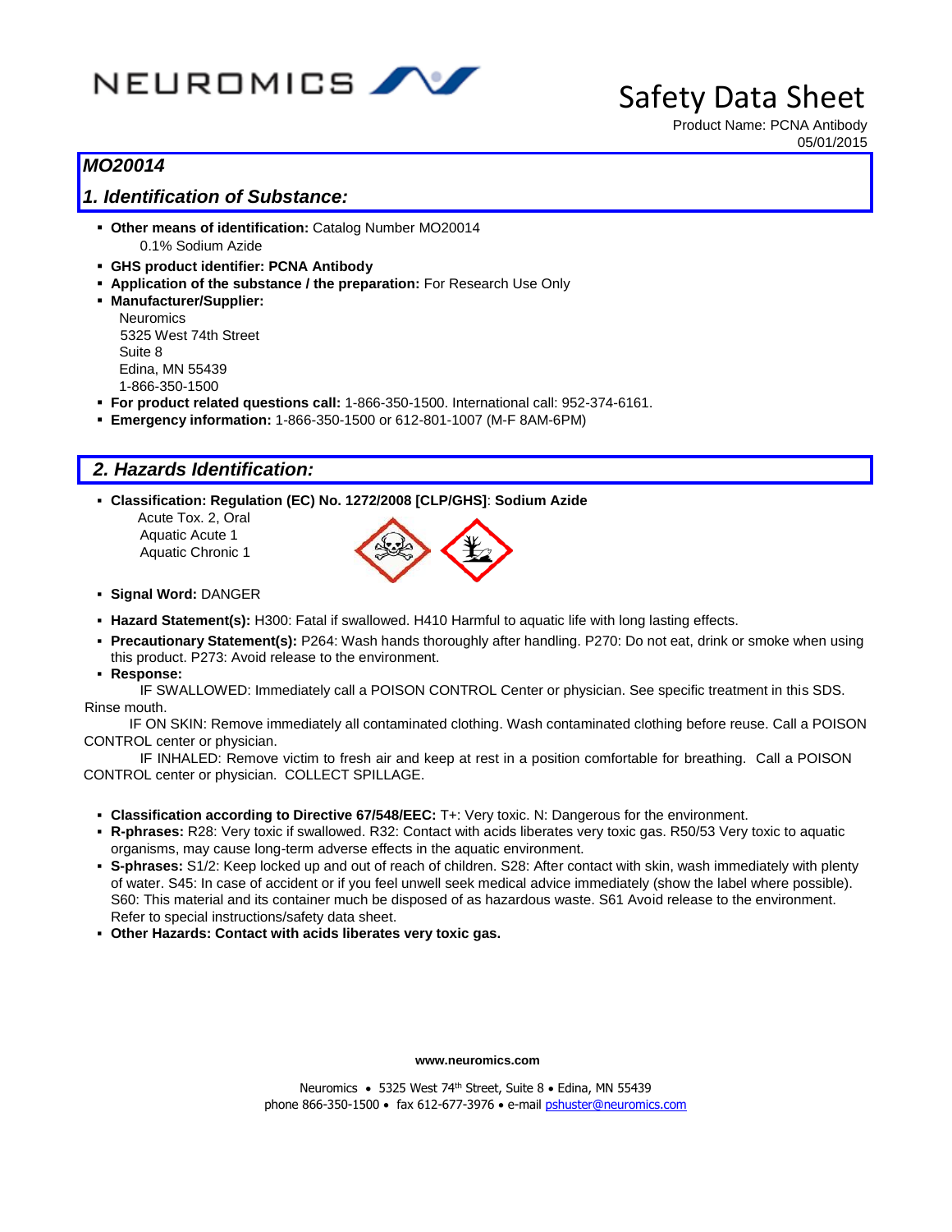# Safety Data Sheet

Product Name: PCNA Antibody
05/01/2015

## *MO20014*

## *1. Identification of Substance:*

- **Other means of identification:** Catalog Number MO20014
  0.1% Sodium Azide
- **GHS product identifier: PCNA Antibody**
- **Application of the substance / the preparation:** For Research Use Only
- **Manufacturer/Supplier:**
  Neuromics
  5325 West 74th Street
  Suite 8
  Edina, MN 55439
  1-866-350-1500
- **For product related questions call:** 1-866-350-1500. International call: 952-374-6161.
- **Emergency information:** 1-866-350-1500 or 612-801-1007 (M-F 8AM-6PM)

## *2. Hazards Identification:*

- **Classification: Regulation (EC) No. 1272/2008 [CLP/GHS]**: **Sodium Azide**
  Acute Tox. 2, Oral
  Aquatic Acute 1
  Aquatic Chronic 1
- **Signal Word:** DANGER
- **Hazard Statement(s):** H300: Fatal if swallowed. H410 Harmful to aquatic life with long lasting effects.
- **Precautionary Statement(s):** P264: Wash hands thoroughly after handling. P270: Do not eat, drink or smoke when using this product. P273: Avoid release to the environment.
- **Response:**

IF SWALLOWED: Immediately call a POISON CONTROL Center or physician. See specific treatment in this SDS. Rinse mouth.

IF ON SKIN: Remove immediately all contaminated clothing. Wash contaminated clothing before reuse. Call a POISON CONTROL center or physician.

IF INHALED: Remove victim to fresh air and keep at rest in a position comfortable for breathing. Call a POISON CONTROL center or physician. COLLECT SPILLAGE.

- **Classification according to Directive 67/548/EEC:** T+: Very toxic. N: Dangerous for the environment.
- **R-phrases:** R28: Very toxic if swallowed. R32: Contact with acids liberates very toxic gas. R50/53 Very toxic to aquatic organisms, may cause long-term adverse effects in the aquatic environment.
- **S-phrases:** S1/2: Keep locked up and out of reach of children. S28: After contact with skin, wash immediately with plenty of water. S45: In case of accident or if you feel unwell seek medical advice immediately (show the label where possible). S60: This material and its container much be disposed of as hazardous waste. S61 Avoid release to the environment. Refer to special instructions/safety data sheet.
- **Other Hazards: Contact with acids liberates very toxic gas.**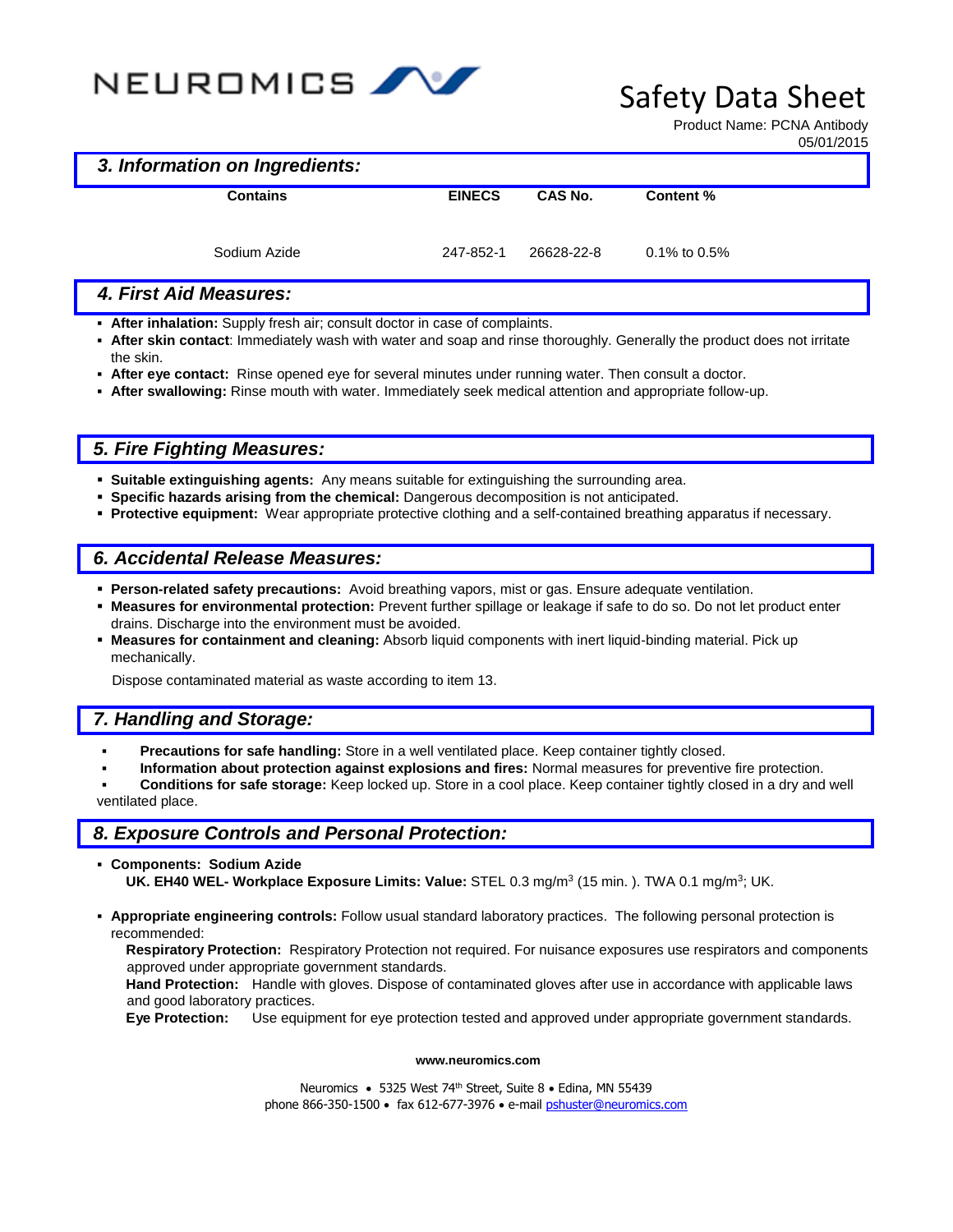## 3. Information on Ingredients:

| Contains | EINECS | CAS No. | Content % |
|---|---|---|---|
| Sodium Azide | 247-852-1 | 26628-22-8 | 0.1% to 0.5% |

## 4. First Aid Measures:

- **After inhalation:** Supply fresh air; consult doctor in case of complaints.
- **After skin contact**: Immediately wash with water and soap and rinse thoroughly. Generally the product does not irritate the skin.
- **After eye contact:** Rinse opened eye for several minutes under running water. Then consult a doctor.
- **After swallowing:** Rinse mouth with water. Immediately seek medical attention and appropriate follow-up.

## 5. Fire Fighting Measures:

- **Suitable extinguishing agents:** Any means suitable for extinguishing the surrounding area.
- **Specific hazards arising from the chemical:** Dangerous decomposition is not anticipated.
- **Protective equipment:** Wear appropriate protective clothing and a self-contained breathing apparatus if necessary.

## 6. Accidental Release Measures:

- **Person-related safety precautions:** Avoid breathing vapors, mist or gas. Ensure adequate ventilation.
- **Measures for environmental protection:** Prevent further spillage or leakage if safe to do so. Do not let product enter drains. Discharge into the environment must be avoided.
- **Measures for containment and cleaning:** Absorb liquid components with inert liquid-binding material. Pick up mechanically.

Dispose contaminated material as waste according to item 13.

## 7. Handling and Storage:

- **Precautions for safe handling:** Store in a well ventilated place. Keep container tightly closed.
- **Information about protection against explosions and fires:** Normal measures for preventive fire protection.
- **Conditions for safe storage:** Keep locked up. Store in a cool place. Keep container tightly closed in a dry and well ventilated place.

## 8. Exposure Controls and Personal Protection:

- **Components: Sodium Azide**
  **UK. EH40 WEL- Workplace Exposure Limits: Value:** STEL 0.3 mg/$m^3$ (15 min. ). TWA 0.1 mg/$m^3$; UK.

- **Appropriate engineering controls:** Follow usual standard laboratory practices. The following personal protection is recommended:
  **Respiratory Protection:** Respiratory Protection not required. For nuisance exposures use respirators and components approved under appropriate government standards.
  **Hand Protection:** Handle with gloves. Dispose of contaminated gloves after use in accordance with applicable laws and good laboratory practices.
  **Eye Protection:** Use equipment for eye protection tested and approved under appropriate government standards.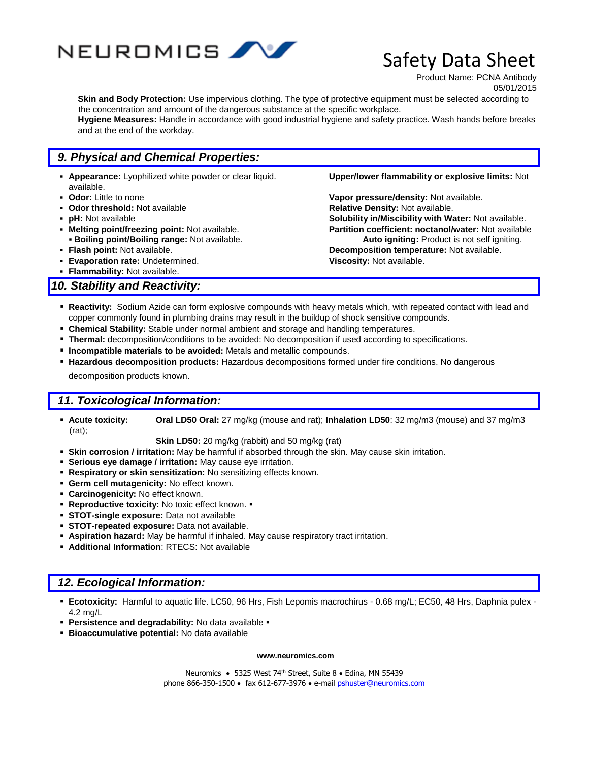**Skin and Body Protection:** Use impervious clothing. The type of protective equipment must be selected according to the concentration and amount of the dangerous substance at the specific workplace.
**Hygiene Measures:** Handle in accordance with good industrial hygiene and safety practice. Wash hands before breaks and at the end of the workday.

## 9. Physical and Chemical Properties:

- **Appearance:** Lyophilized white powder or clear liquid.
- **Odor:** Little to none
- **Odor threshold:** Not available
- **pH:** Not available
- **Melting point/freezing point:** Not available.
- **Boiling point/Boiling range:** Not available.
- **Flash point:** Not available.
- **Evaporation rate:** Undetermined.
- **Flammability:** Not available.
- **Upper/lower flammability or explosive limits:** Not available.
- **Vapor pressure/density:** Not available.
- **Relative Density:** Not available.
- **Solubility in/Miscibility with Water:** Not available.
- **Partition coefficient: noctanol/water:** Not available
- **Auto igniting:** Product is not self igniting.
- **Decomposition temperature:** Not available.
- **Viscosity:** Not available.

## 10. Stability and Reactivity:

- **Reactivity:** Sodium Azide can form explosive compounds with heavy metals which, with repeated contact with lead and copper commonly found in plumbing drains may result in the buildup of shock sensitive compounds.
- **Chemical Stability:** Stable under normal ambient and storage and handling temperatures.
- **Thermal:** decomposition/conditions to be avoided: No decomposition if used according to specifications.
- **Incompatible materials to be avoided:** Metals and metallic compounds.
- **Hazardous decomposition products:** Hazardous decompositions formed under fire conditions. No dangerous decomposition products known.

## 11. Toxicological Information:

- **Acute toxicity:** **Oral LD50 Oral:** 27 mg/kg (mouse and rat); **Inhalation LD50**: 32 mg/m3 (mouse) and 37 mg/m3 (rat);
  **Skin LD50:** 20 mg/kg (rabbit) and 50 mg/kg (rat)
- **Skin corrosion / irritation:** May be harmful if absorbed through the skin. May cause skin irritation.
- **Serious eye damage / irritation:** May cause eye irritation.
- **Respiratory or skin sensitization:** No sensitizing effects known.
- **Germ cell mutagenicity:** No effect known.
- **Carcinogenicity:** No effect known.
- **Reproductive toxicity:** No toxic effect known. ▪
- **STOT-single exposure:** Data not available
- **STOT-repeated exposure:** Data not available.
- **Aspiration hazard:** May be harmful if inhaled. May cause respiratory tract irritation.
- **Additional Information**: RTECS: Not available

## 12. Ecological Information:

- **Ecotoxicity:** Harmful to aquatic life. LC50, 96 Hrs, Fish Lepomis macrochirus - 0.68 mg/L; EC50, 48 Hrs, Daphnia pulex - 4.2 mg/L
- **Persistence and degradability:** No data available ▪
- **Bioaccumulative potential:** No data available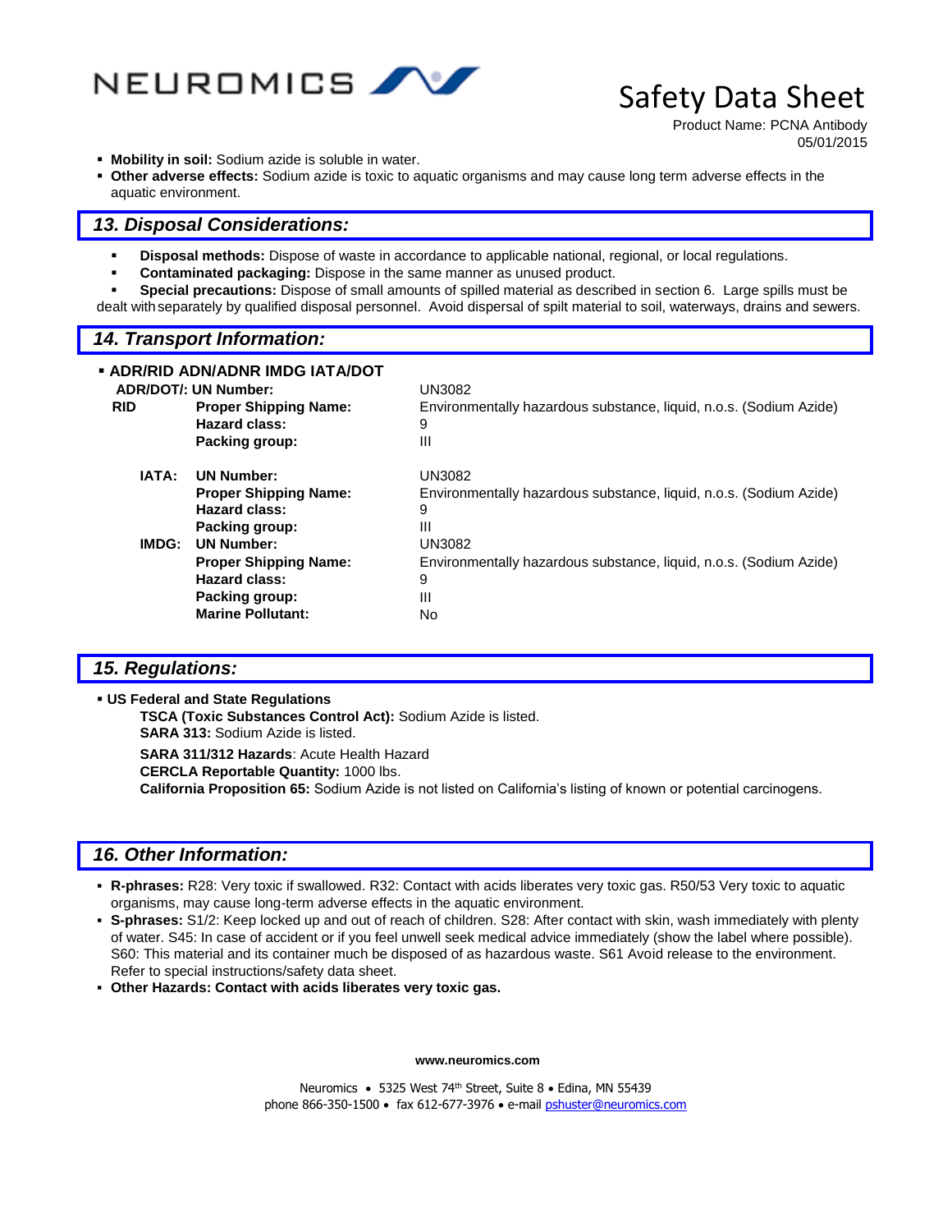- **Mobility in soil:** Sodium azide is soluble in water.
- **Other adverse effects:** Sodium azide is toxic to aquatic organisms and may cause long term adverse effects in the aquatic environment.

## 13. Disposal Considerations:

- **Disposal methods:** Dispose of waste in accordance to applicable national, regional, or local regulations.
- **Contaminated packaging:** Dispose in the same manner as unused product.
- **Special precautions:** Dispose of small amounts of spilled material as described in section 6. Large spills must be dealt with separately by qualified disposal personnel. Avoid dispersal of spilt material to soil, waterways, drains and sewers.

## 14. Transport Information:

- **ADR/RID ADN/ADNR IMDG IATA/DOT**

| | | |
|---|---|---|
| **ADR/DOT/: RID** | **UN Number:** | UN3082 |
| | **Proper Shipping Name:** | Environmentally hazardous substance, liquid, n.o.s. (Sodium Azide) |
| | **Hazard class:** | 9 |
| | **Packing group:** | III |
| **IATA:** | **UN Number:** | UN3082 |
| | **Proper Shipping Name:** | Environmentally hazardous substance, liquid, n.o.s. (Sodium Azide) |
| | **Hazard class:** | 9 |
| | **Packing group:** | III |
| **IMDG:** | **UN Number:** | UN3082 |
| | **Proper Shipping Name:** | Environmentally hazardous substance, liquid, n.o.s. (Sodium Azide) |
| | **Hazard class:** | 9 |
| | **Packing group:** | III |
| | **Marine Pollutant:** | No |

## 15. Regulations:

- **US Federal and State Regulations**

  **TSCA (Toxic Substances Control Act):** Sodium Azide is listed.
  **SARA 313:** Sodium Azide is listed.
  **SARA 311/312 Hazards**: Acute Health Hazard
  **CERCLA Reportable Quantity:** 1000 lbs.
  **California Proposition 65:** Sodium Azide is not listed on California's listing of known or potential carcinogens.

## 16. Other Information:

- **R-phrases:** R28: Very toxic if swallowed. R32: Contact with acids liberates very toxic gas. R50/53 Very toxic to aquatic organisms, may cause long-term adverse effects in the aquatic environment.
- **S-phrases:** S1/2: Keep locked up and out of reach of children. S28: After contact with skin, wash immediately with plenty of water. S45: In case of accident or if you feel unwell seek medical advice immediately (show the label where possible). S60: This material and its container much be disposed of as hazardous waste. S61 Avoid release to the environment. Refer to special instructions/safety data sheet.
- **Other Hazards: Contact with acids liberates very toxic gas.**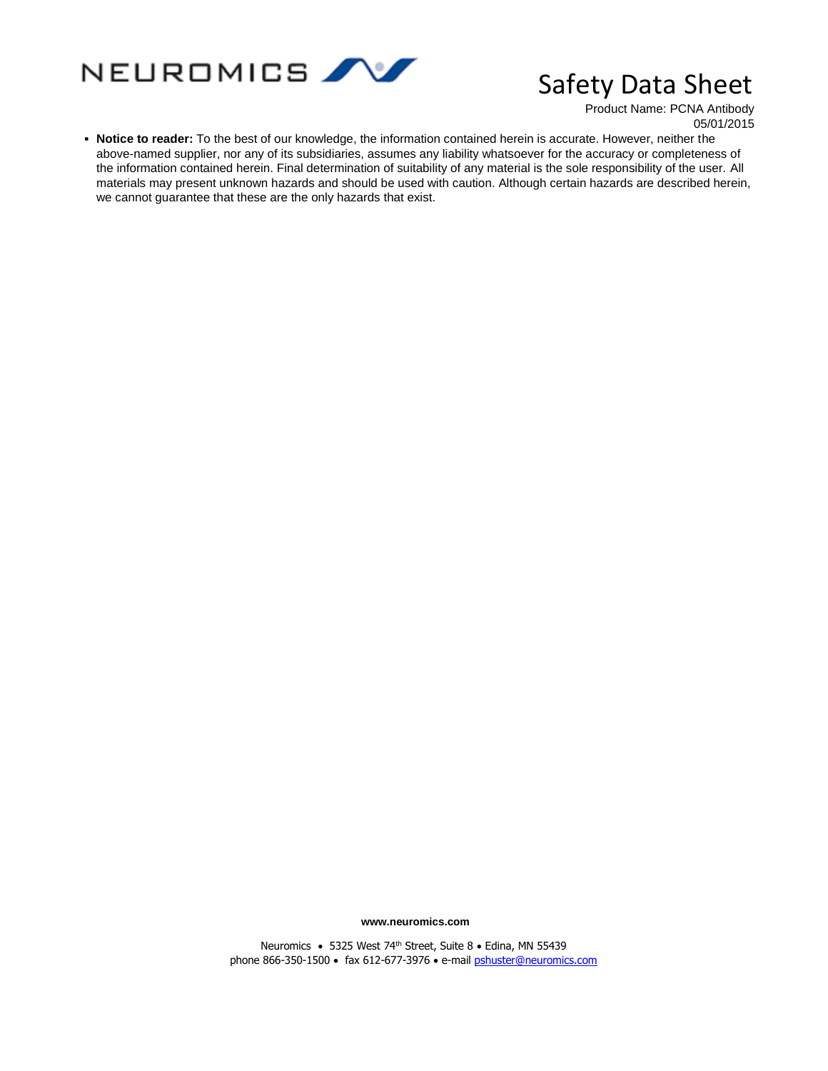- **Notice to reader:** To the best of our knowledge, the information contained herein is accurate. However, neither the above-named supplier, nor any of its subsidiaries, assumes any liability whatsoever for the accuracy or completeness of the information contained herein. Final determination of suitability of any material is the sole responsibility of the user. All materials may present unknown hazards and should be used with caution. Although certain hazards are described herein, we cannot guarantee that these are the only hazards that exist.